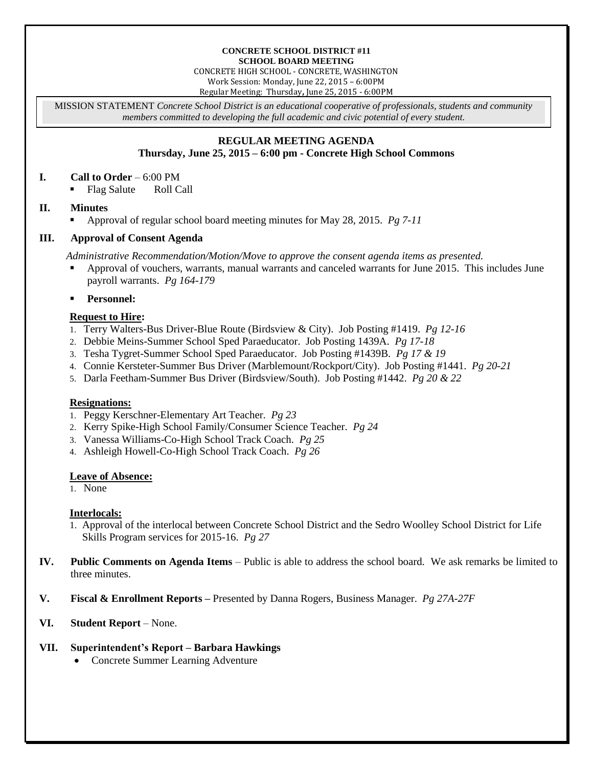**CONCRETE SCHOOL DISTRICT #11**
**SCHOOL BOARD MEETING**
CONCRETE HIGH SCHOOL - CONCRETE, WASHINGTON
Work Session: Monday, June 22, 2015 – 6:00PM
Regular Meeting: Thursday, June 25, 2015 - 6:00PM

MISSION STATEMENT *Concrete School District is an educational cooperative of professionals, students and community members committed to developing the full academic and civic potential of every student.*

## REGULAR MEETING AGENDA
### Thursday, June 25, 2015 – 6:00 pm - Concrete High School Commons

**I. Call to Order** – 6:00 PM

- Flag Salute   Roll Call

**II. Minutes**

- Approval of regular school board meeting minutes for May 28, 2015. *Pg 7-11*

**III. Approval of Consent Agenda**

*Administrative Recommendation/Motion/Move to approve the consent agenda items as presented.*

- Approval of vouchers, warrants, manual warrants and canceled warrants for June 2015. This includes June payroll warrants. *Pg 164-179*
- **Personnel:**

**Request to Hire:**

1. Terry Walters-Bus Driver-Blue Route (Birdsview & City). Job Posting #1419. *Pg 12-16*
2. Debbie Meins-Summer School Sped Paraeducator. Job Posting 1439A. *Pg 17-18*
3. Tesha Tygret-Summer School Sped Paraeducator. Job Posting #1439B. *Pg 17 & 19*
4. Connie Kersteter-Summer Bus Driver (Marblemount/Rockport/City). Job Posting #1441. *Pg 20-21*
5. Darla Feetham-Summer Bus Driver (Birdsview/South). Job Posting #1442. *Pg 20 & 22*

**Resignations:**

1. Peggy Kerschner-Elementary Art Teacher. *Pg 23*
2. Kerry Spike-High School Family/Consumer Science Teacher. *Pg 24*
3. Vanessa Williams-Co-High School Track Coach. *Pg 25*
4. Ashleigh Howell-Co-High School Track Coach. *Pg 26*

**Leave of Absence:**

1. None

**Interlocals:**

1. Approval of the interlocal between Concrete School District and the Sedro Woolley School District for Life Skills Program services for 2015-16. *Pg 27*

**IV. Public Comments on Agenda Items** – Public is able to address the school board. We ask remarks be limited to three minutes.

**V. Fiscal & Enrollment Reports –** Presented by Danna Rogers, Business Manager. *Pg 27A-27F*

**VI. Student Report** – None.

**VII. Superintendent's Report – Barbara Hawkings**

- Concrete Summer Learning Adventure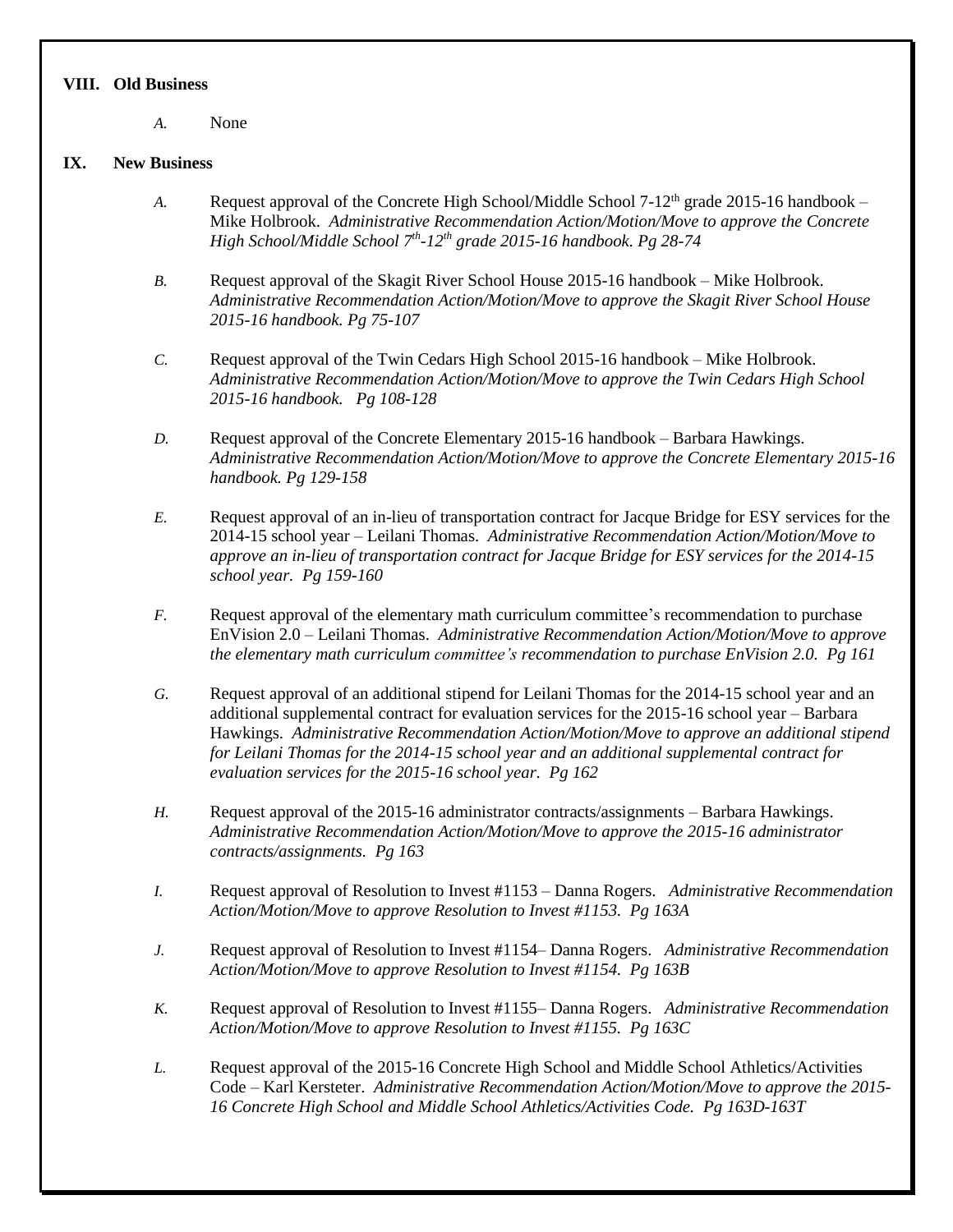## VIII. Old Business

*A.* None

## IX. New Business

*A.* Request approval of the Concrete High School/Middle School 7-12th grade 2015-16 handbook – Mike Holbrook. *Administrative Recommendation Action/Motion/Move to approve the Concrete High School/Middle School 7th-12th grade 2015-16 handbook. Pg 28-74*

*B.* Request approval of the Skagit River School House 2015-16 handbook – Mike Holbrook. *Administrative Recommendation Action/Motion/Move to approve the Skagit River School House 2015-16 handbook. Pg 75-107*

*C.* Request approval of the Twin Cedars High School 2015-16 handbook – Mike Holbrook. *Administrative Recommendation Action/Motion/Move to approve the Twin Cedars High School 2015-16 handbook. Pg 108-128*

*D.* Request approval of the Concrete Elementary 2015-16 handbook – Barbara Hawkings. *Administrative Recommendation Action/Motion/Move to approve the Concrete Elementary 2015-16 handbook. Pg 129-158*

*E.* Request approval of an in-lieu of transportation contract for Jacque Bridge for ESY services for the 2014-15 school year – Leilani Thomas. *Administrative Recommendation Action/Motion/Move to approve an in-lieu of transportation contract for Jacque Bridge for ESY services for the 2014-15 school year. Pg 159-160*

*F.* Request approval of the elementary math curriculum committee's recommendation to purchase EnVision 2.0 – Leilani Thomas. *Administrative Recommendation Action/Motion/Move to approve the elementary math curriculum committee's recommendation to purchase EnVision 2.0. Pg 161*

*G.* Request approval of an additional stipend for Leilani Thomas for the 2014-15 school year and an additional supplemental contract for evaluation services for the 2015-16 school year – Barbara Hawkings. *Administrative Recommendation Action/Motion/Move to approve an additional stipend for Leilani Thomas for the 2014-15 school year and an additional supplemental contract for evaluation services for the 2015-16 school year. Pg 162*

*H.* Request approval of the 2015-16 administrator contracts/assignments – Barbara Hawkings. *Administrative Recommendation Action/Motion/Move to approve the 2015-16 administrator contracts/assignments. Pg 163*

*I.* Request approval of Resolution to Invest #1153 – Danna Rogers. *Administrative Recommendation Action/Motion/Move to approve Resolution to Invest #1153. Pg 163A*

*J.* Request approval of Resolution to Invest #1154– Danna Rogers. *Administrative Recommendation Action/Motion/Move to approve Resolution to Invest #1154. Pg 163B*

*K.* Request approval of Resolution to Invest #1155– Danna Rogers. *Administrative Recommendation Action/Motion/Move to approve Resolution to Invest #1155. Pg 163C*

*L.* Request approval of the 2015-16 Concrete High School and Middle School Athletics/Activities Code – Karl Kersteter. *Administrative Recommendation Action/Motion/Move to approve the 2015-16 Concrete High School and Middle School Athletics/Activities Code. Pg 163D-163T*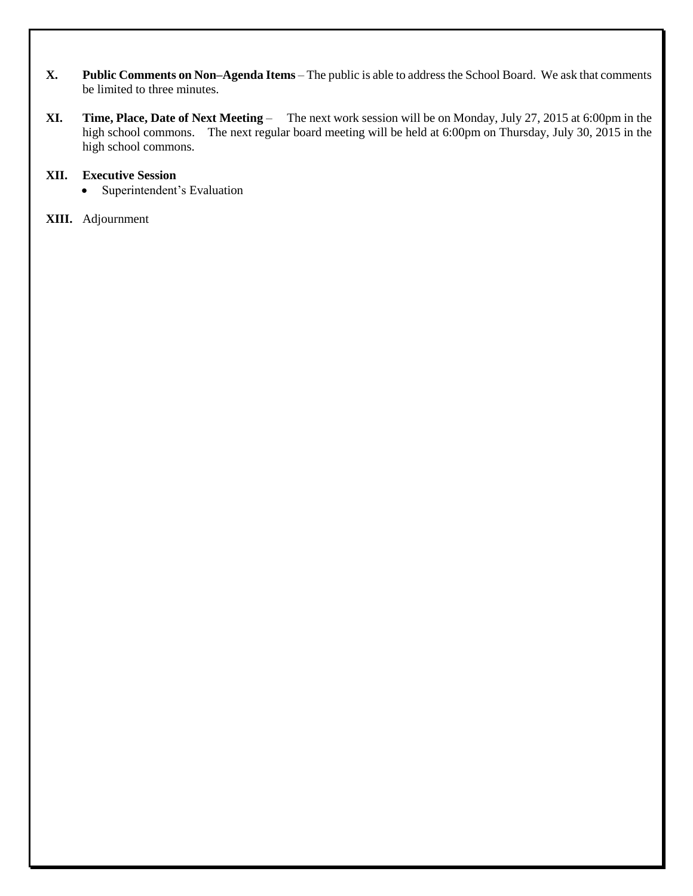**X. Public Comments on Non–Agenda Items** – The public is able to address the School Board. We ask that comments be limited to three minutes.

**XI. Time, Place, Date of Next Meeting** – The next work session will be on Monday, July 27, 2015 at 6:00pm in the high school commons. The next regular board meeting will be held at 6:00pm on Thursday, July 30, 2015 in the high school commons.

**XII. Executive Session**

- Superintendent's Evaluation

**XIII.** Adjournment